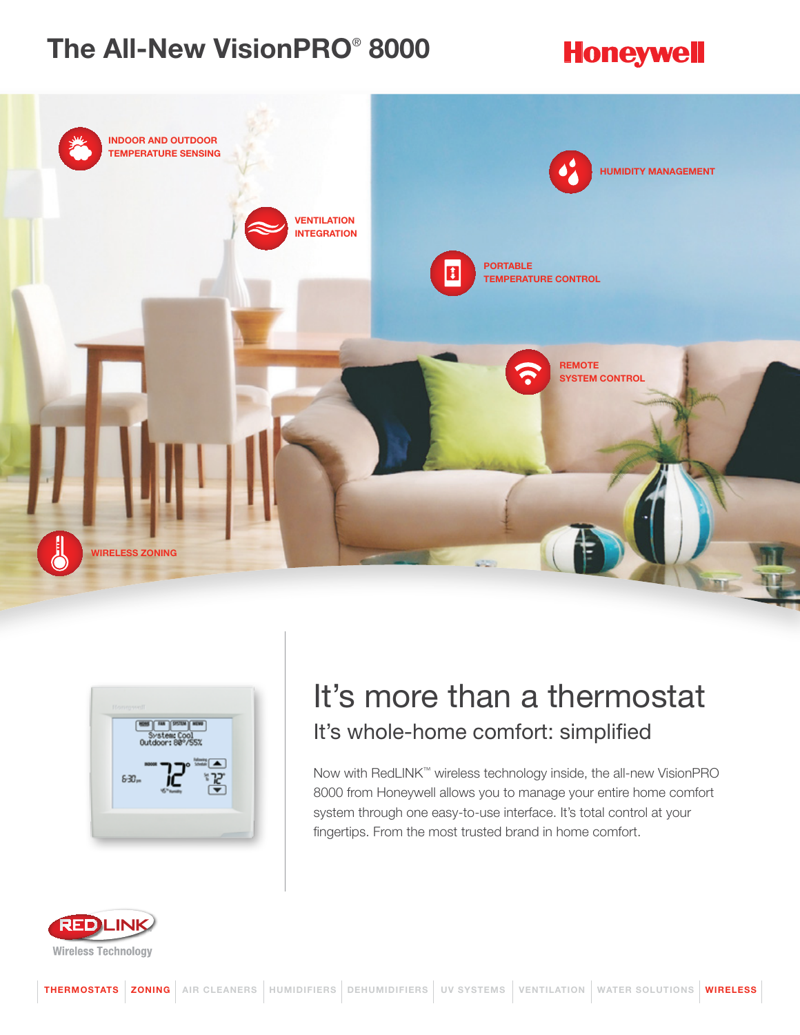# The All-New VisionPRO® 8000

Honeywell

INDOOR AND OUTDOOR TEMPERATURE SENSING

HUMIDITY MANAGEMENT

VENTILATION INTEGRATION

PORTABLE TEMPERATURE CONTROL

REMOTE SYSTEM CONTROL

WIRELESS ZONING

## It's more than a thermostat

### It's whole-home comfort: simplified

Now with RedLINK™ wireless technology inside, the all-new VisionPRO 8000 from Honeywell allows you to manage your entire home comfort system through one easy-to-use interface. It's total control at your fingertips. From the most trusted brand in home comfort.

REDLINK Wireless Technology

THERMOSTATS | ZONING | AIR CLEANERS | HUMIDIFIERS | DEHUMIDIFIERS | UV SYSTEMS | VENTILATION | WATER SOLUTIONS | WIRELESS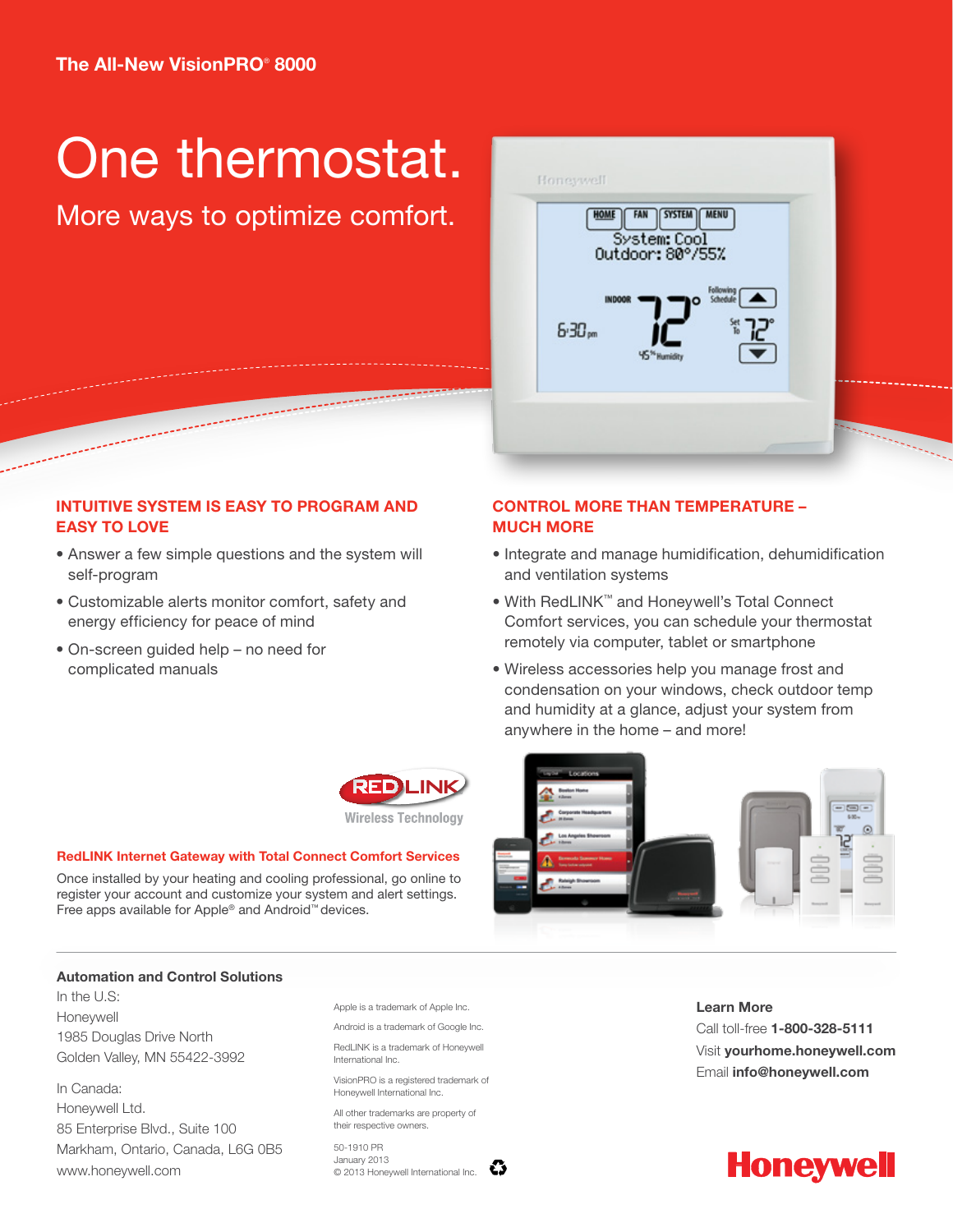The All-New VisionPRO® 8000

# One thermostat.

## More ways to optimize comfort.

### INTUITIVE SYSTEM IS EASY TO PROGRAM AND EASY TO LOVE

- Answer a few simple questions and the system will self-program
- Customizable alerts monitor comfort, safety and energy efficiency for peace of mind
- On-screen guided help – no need for complicated manuals

### CONTROL MORE THAN TEMPERATURE – MUCH MORE

- Integrate and manage humidification, dehumidification and ventilation systems
- With RedLINK™ and Honeywell's Total Connect Comfort services, you can schedule your thermostat remotely via computer, tablet or smartphone
- Wireless accessories help you manage frost and condensation on your windows, check outdoor temp and humidity at a glance, adjust your system from anywhere in the home – and more!

REDLINK Wireless Technology

### RedLINK Internet Gateway with Total Connect Comfort Services

Once installed by your heating and cooling professional, go online to register your account and customize your system and alert settings. Free apps available for Apple® and Android™ devices.

**Automation and Control Solutions**

In the U.S:
Honeywell
1985 Douglas Drive North
Golden Valley, MN 55422-3992

In Canada:
Honeywell Ltd.
85 Enterprise Blvd., Suite 100
Markham, Ontario, Canada, L6G 0B5
www.honeywell.com

Apple is a trademark of Apple Inc.

Android is a trademark of Google Inc.

RedLINK is a trademark of Honeywell International Inc.

VisionPRO is a registered trademark of Honeywell International Inc.

All other trademarks are property of their respective owners.

50-1910 PR
January 2013
© 2013 Honeywell International Inc.

**Learn More**

Call toll-free **1-800-328-5111**
Visit **yourhome.honeywell.com**
Email **info@honeywell.com**

**Honeywell**